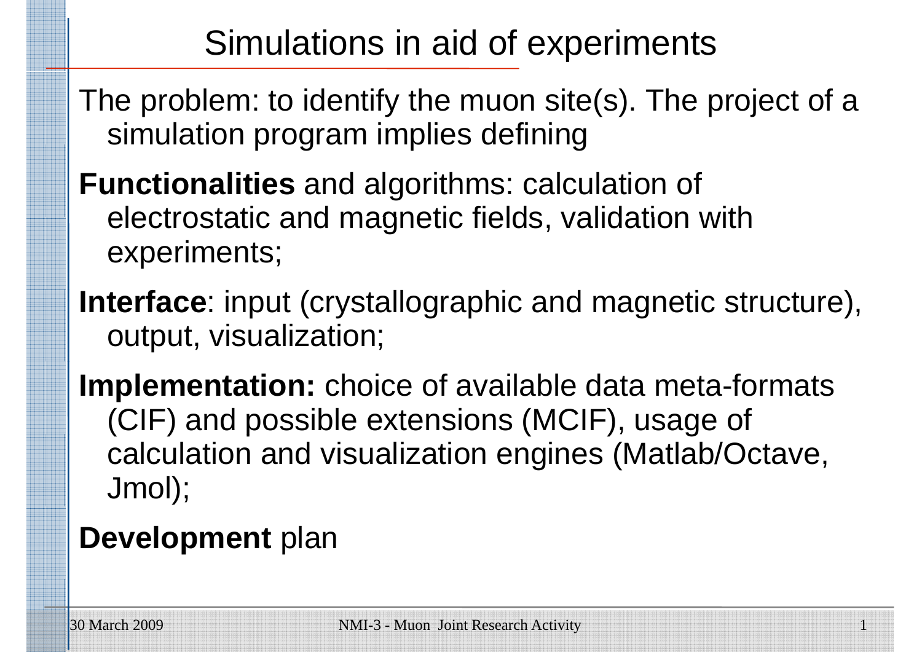# Simulations in aid of experiments

The problem: to identify the muon site(s). The project of a simulation program implies defining

**Functionalities** and algorithms: calculation of electrostatic and magnetic fields, validation with experiments;

**Interface**: input (crystallographic and magnetic structure), output, visualization;

**Implementation:** choice of available data meta-formats (CIF) and possible extensions (MCIF), usage of calculation and visualization engines (Matlab/Octave, Jmol);

**Development** plan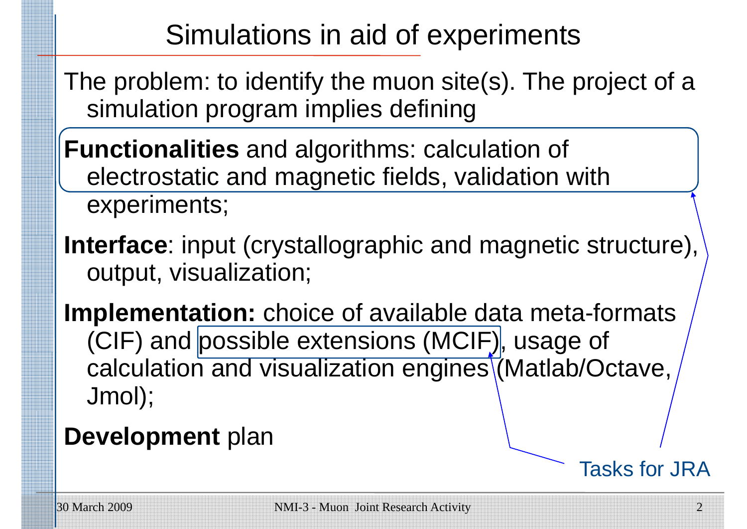# Simulations in aid of experiments

The problem: to identify the muon site(s). The project of a simulation program implies defining

**Functionalities** and algorithms: calculation of electrostatic and magnetic fields, validation with experiments;

**Interface**: input (crystallographic and magnetic structure), output, visualization;

**Implementation:** choice of available data meta-formats (CIF) and possible extensions (MCIF), usage of calculation and visualization engines (Matlab/Octave, Jmol);

**Development** plan

Tasks for JRA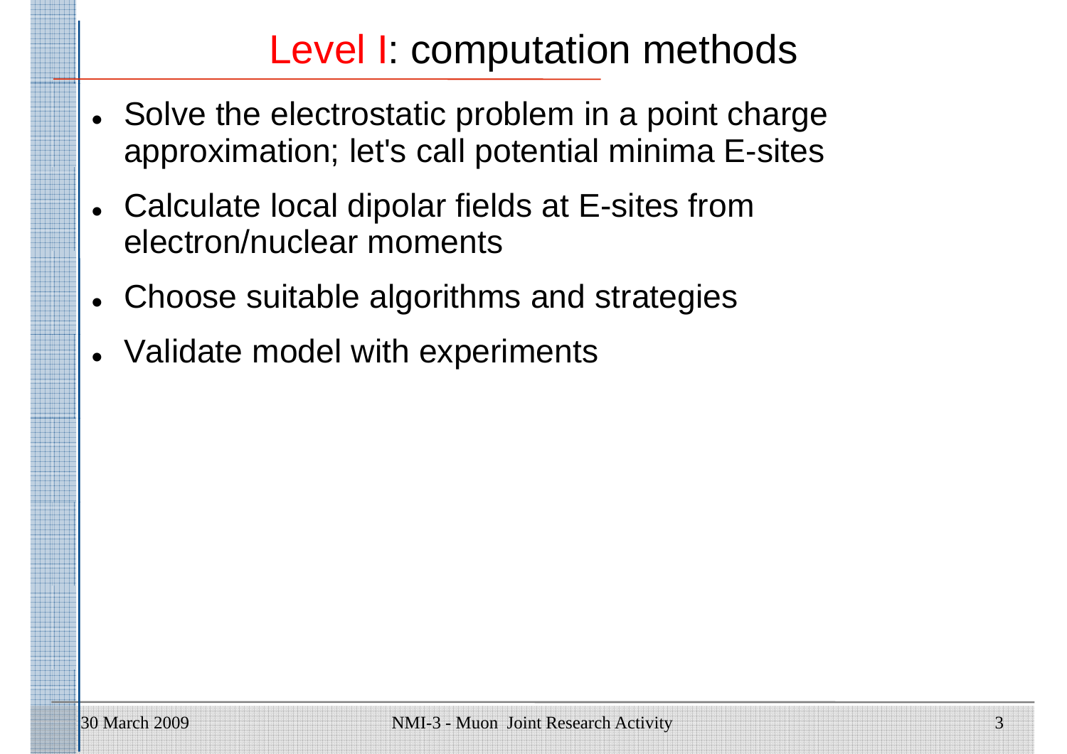# Level I: computation methods

- Solve the electrostatic problem in a point charge approximation; let's call potential minima E-sites
- Calculate local dipolar fields at E-sites from electron/nuclear moments
- Choose suitable algorithms and strategies
- Validate model with experiments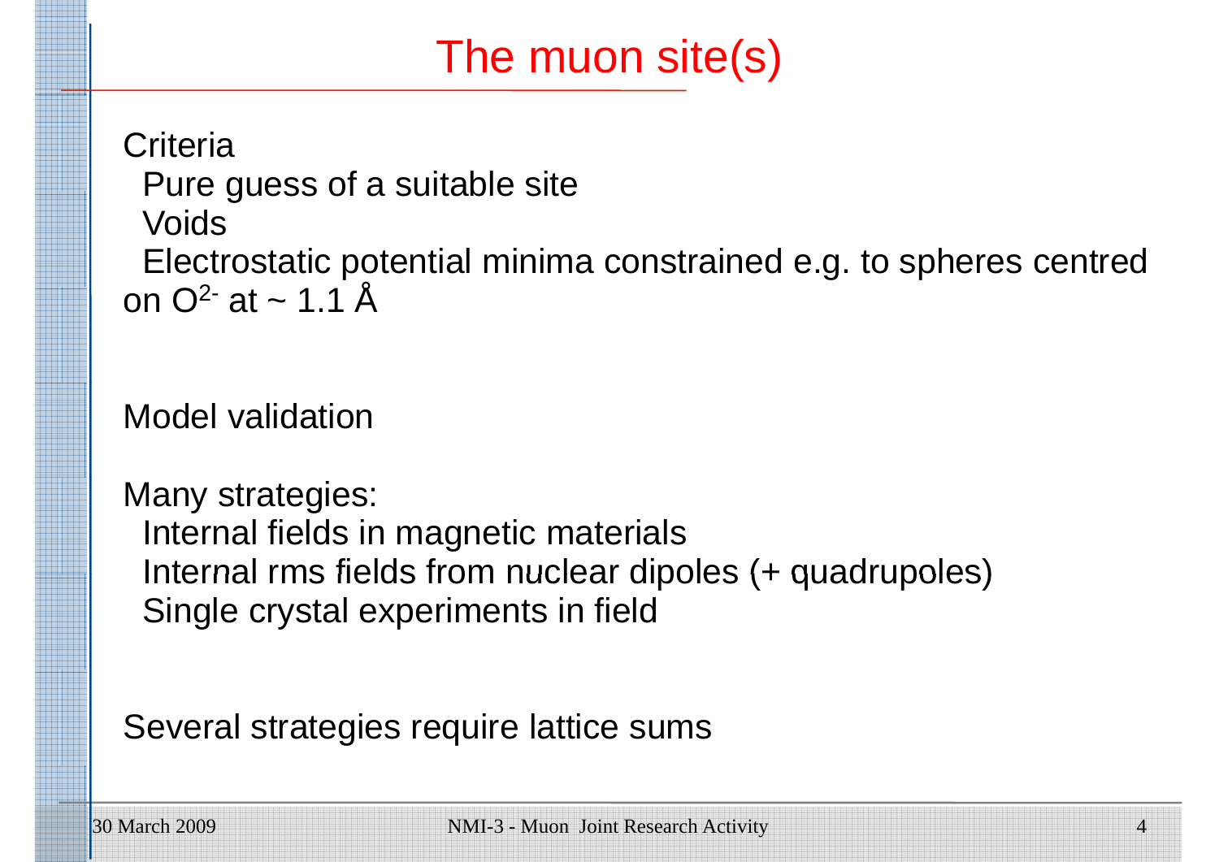# The muon site(s)

Criteria

- Pure guess of a suitable site
- Voids
- Electrostatic potential minima constrained e.g. to spheres centred on $O^{2-}$ at ~ 1.1 Å

Model validation

Many strategies:

- Internal fields in magnetic materials
- Internal rms fields from nuclear dipoles (+ quadrupoles)
- Single crystal experiments in field

Several strategies require lattice sums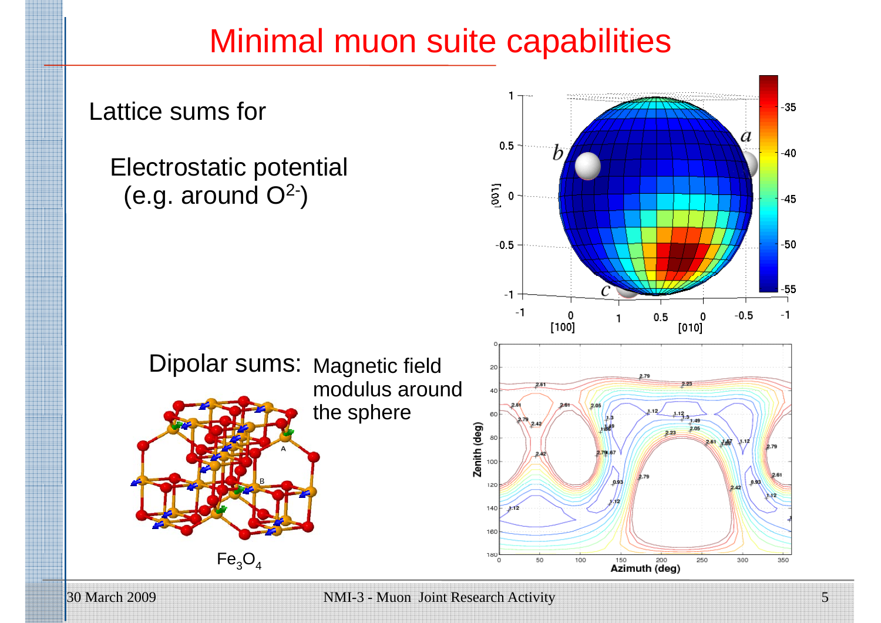# Minimal muon suite capabilities

Lattice sums for

Electrostatic potential (e.g. around $O^{2-}$)

Dipolar sums: Magnetic field modulus around the sphere

$Fe_3O_4$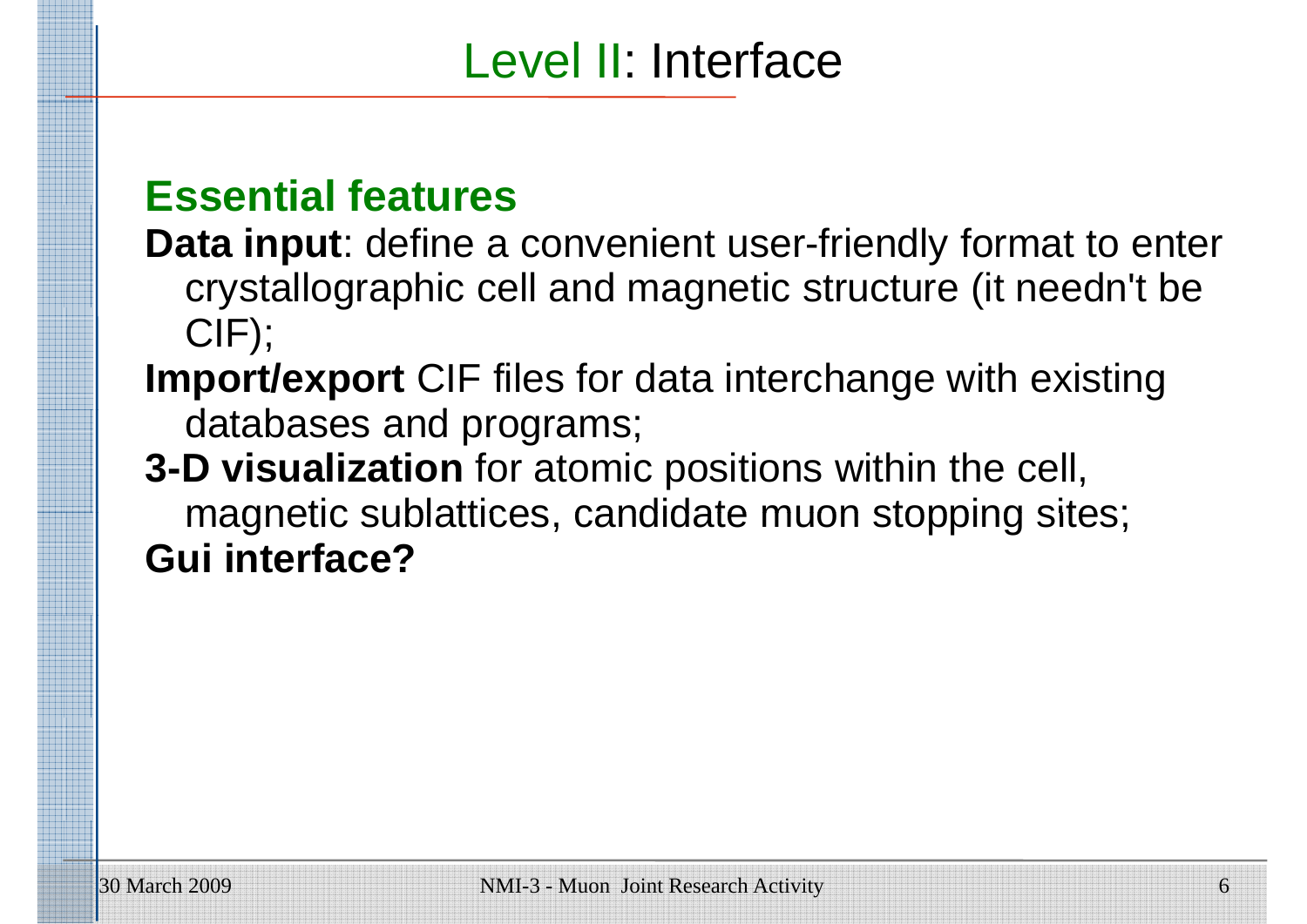# Level II: Interface

## Essential features

**Data input**: define a convenient user-friendly format to enter crystallographic cell and magnetic structure (it needn't be CIF);

**Import/export** CIF files for data interchange with existing databases and programs;

**3-D visualization** for atomic positions within the cell, magnetic sublattices, candidate muon stopping sites;

**Gui interface?**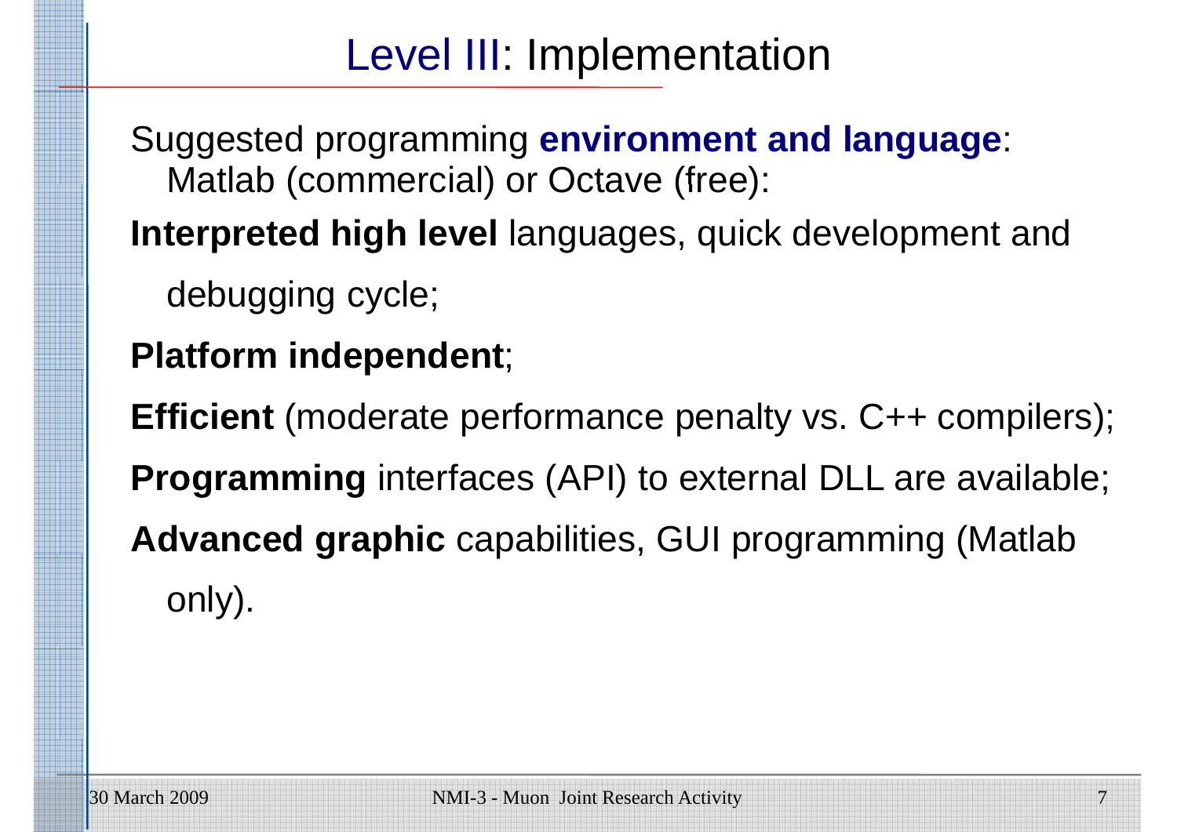# Level III: Implementation

Suggested programming **environment and language**:
Matlab (commercial) or Octave (free):

**Interpreted high level** languages, quick development and debugging cycle;

**Platform independent**;

**Efficient** (moderate performance penalty vs. C++ compilers);

**Programming** interfaces (API) to external DLL are available;

**Advanced graphic** capabilities, GUI programming (Matlab only).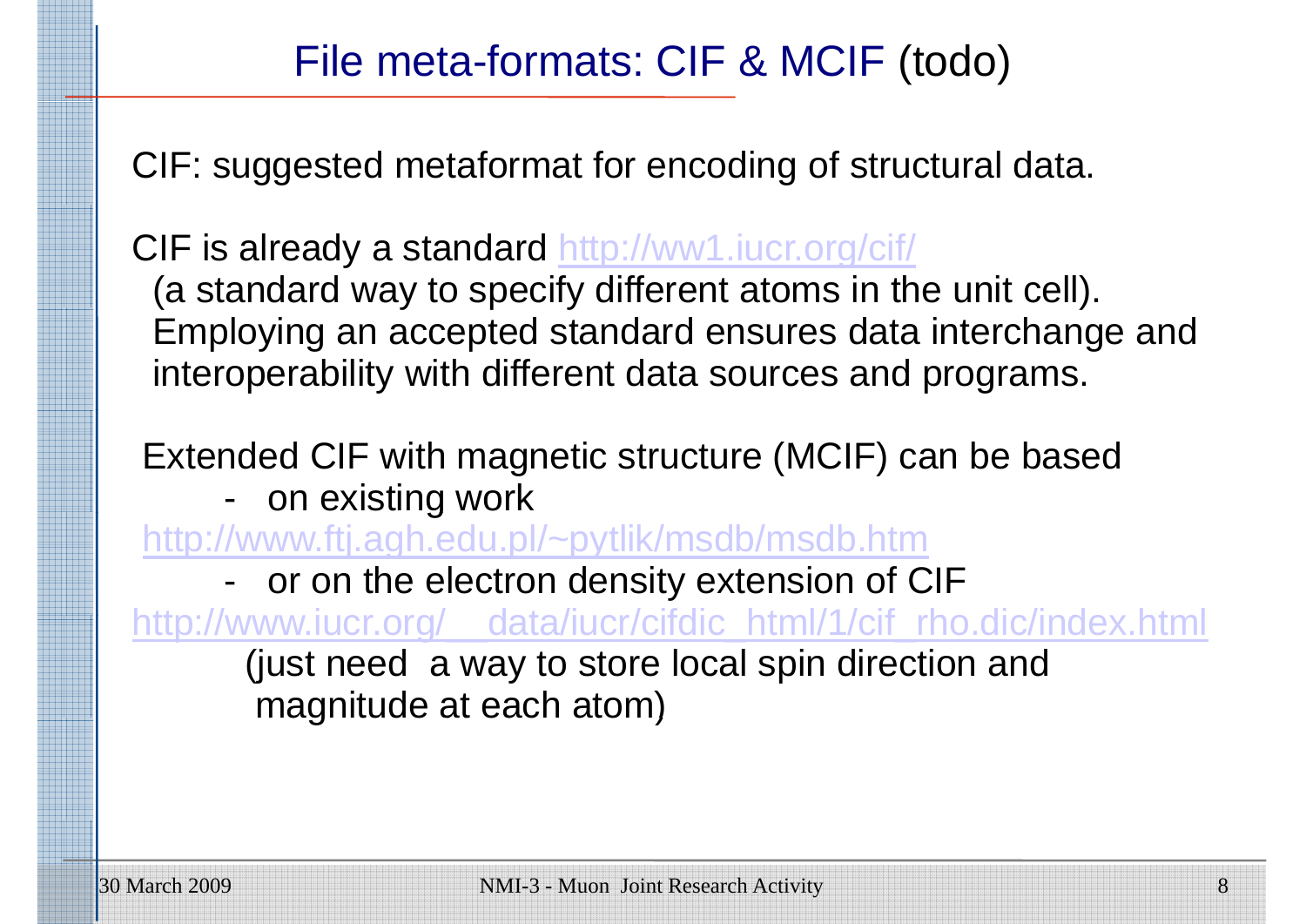# File meta-formats: CIF & MCIF (todo)

CIF: suggested metaformat for encoding of structural data.

CIF is already a standard http://ww1.iucr.org/cif/
(a standard way to specify different atoms in the unit cell).
Employing an accepted standard ensures data interchange and interoperability with different data sources and programs.

Extended CIF with magnetic structure (MCIF) can be based

- on existing work
  http://www.ftj.agh.edu.pl/~pytlik/msdb/msdb.htm
- or on the electron density extension of CIF
  http://www.iucr.org/__data/iucr/cifdic_html/1/cif_rho.dic/index.html
  (just need a way to store local spin direction and magnitude at each atom)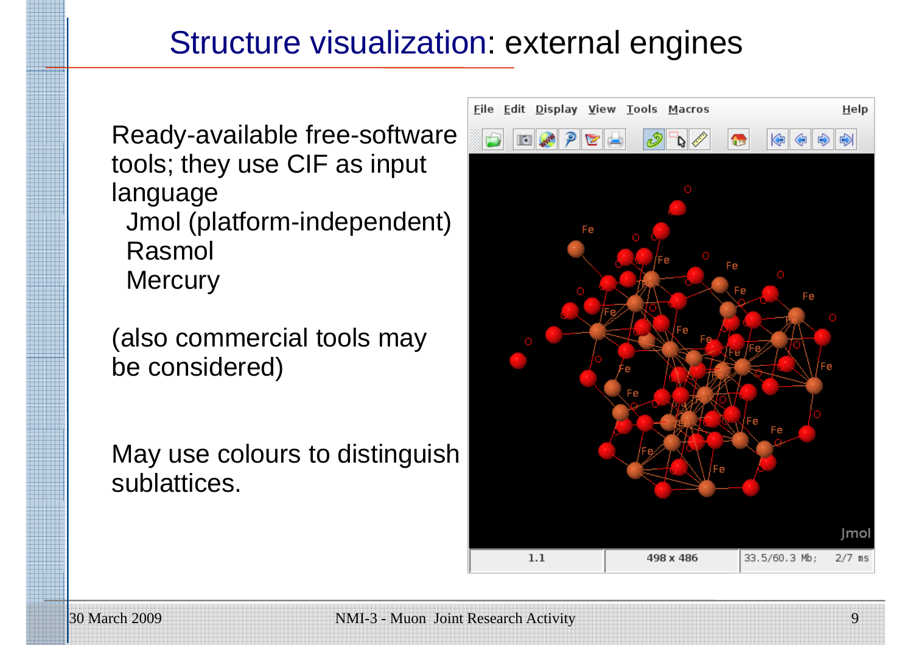# Structure visualization: external engines

Ready-available free-software tools; they use CIF as input language

- Jmol (platform-independent)
- Rasmol
- Mercury

(also commercial tools may be considered)

May use colours to distinguish sublattices.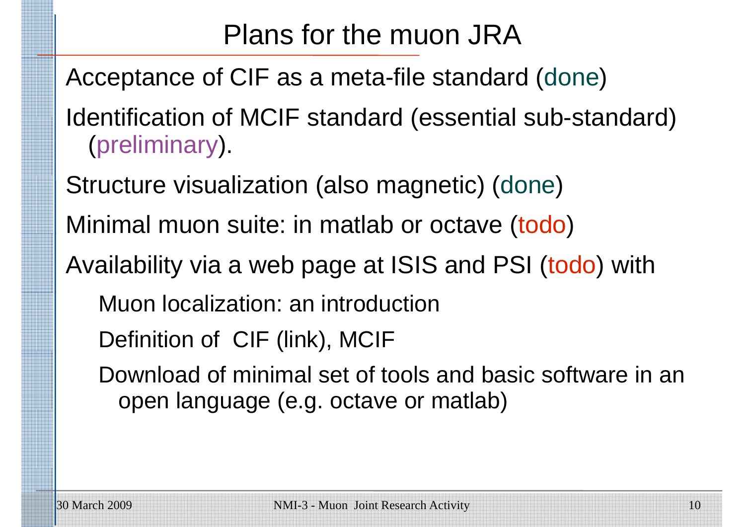# Plans for the muon JRA

- Acceptance of CIF as a meta-file standard (done)
- Identification of MCIF standard (essential sub-standard) (preliminary).
- Structure visualization (also magnetic) (done)
- Minimal muon suite: in matlab or octave (todo)
- Availability via a web page at ISIS and PSI (todo) with
  - Muon localization: an introduction
  - Definition of CIF (link), MCIF
  - Download of minimal set of tools and basic software in an open language (e.g. octave or matlab)